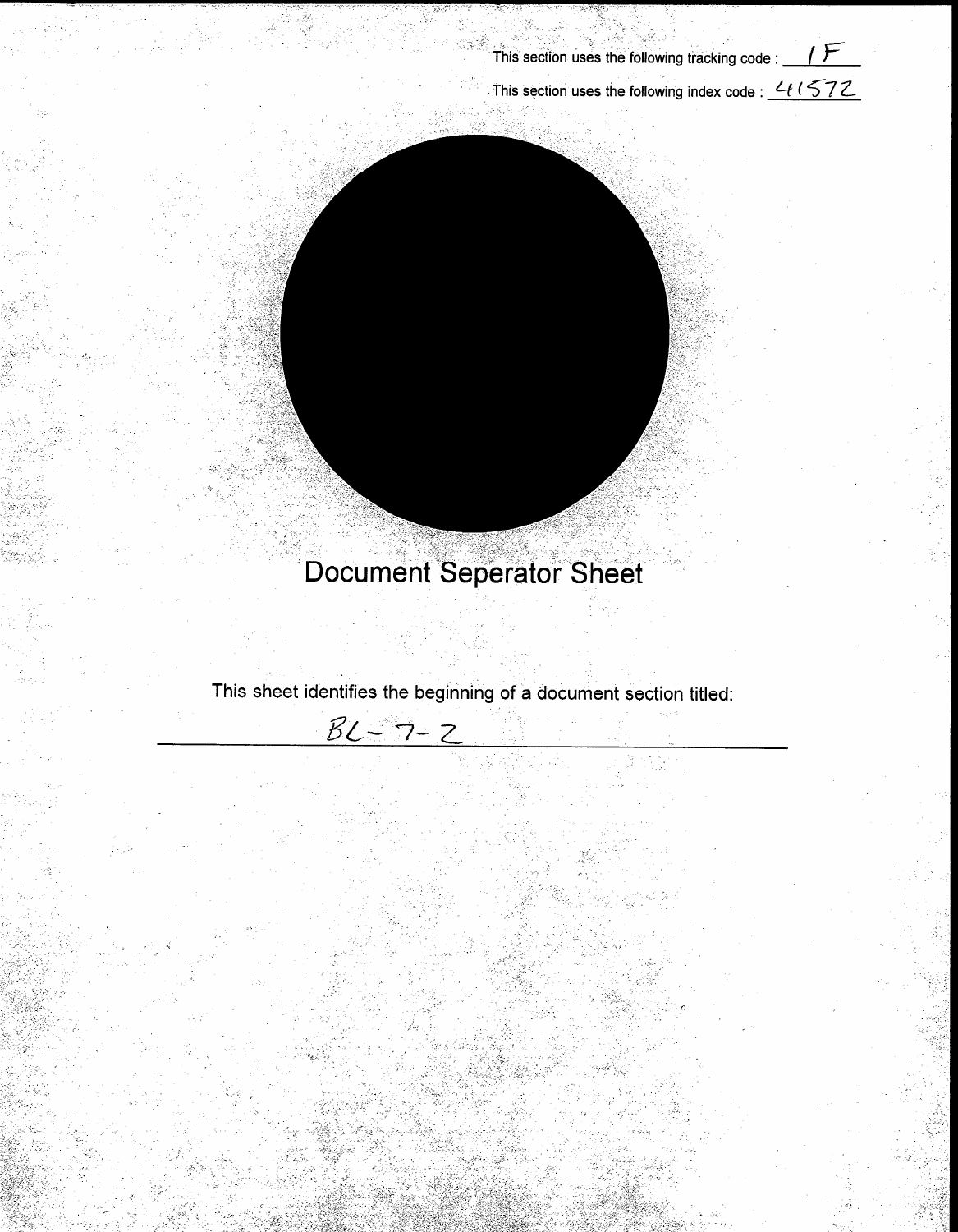This section uses the following tracking code : 1F

This section uses the following index code : 41572

# Document Seperator Sheet

This sheet identifies the beginning of a document section titled:

BL-7-2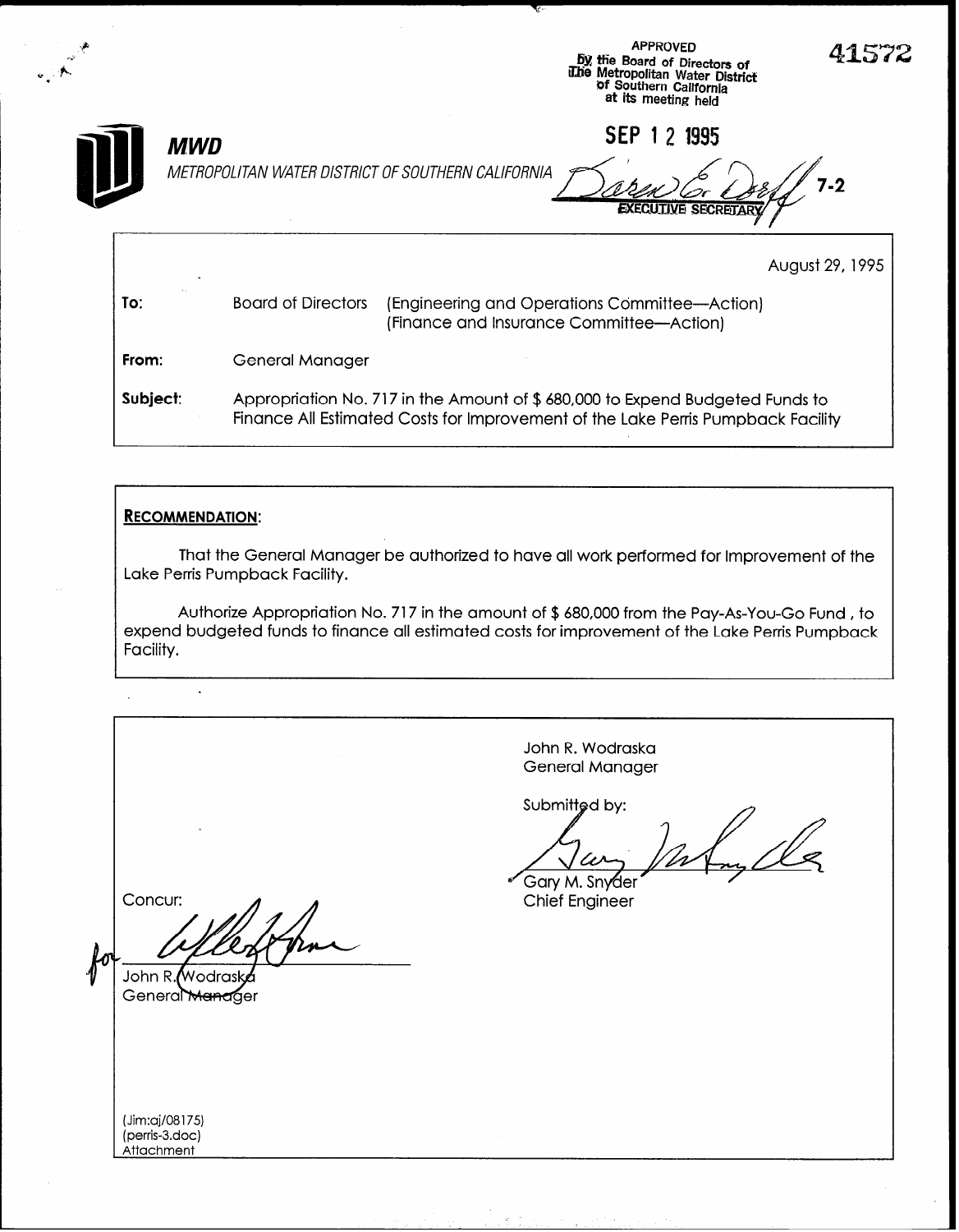APPROVED
By the Board of Directors of
The Metropolitan Water District
of Southern California
at its meeting held

SEP 12 1995

EXECUTIVE SECRETARY

41572

**MWD**

*METROPOLITAN WATER DISTRICT OF SOUTHERN CALIFORNIA*

7-2

August 29, 1995

**To:** Board of Directors (Engineering and Operations Committee--Action) (Finance and Insurance Committee--Action)

**From:** General Manager

**Subject:** Appropriation No. 717 in the Amount of $ 680,000 to Expend Budgeted Funds to Finance All Estimated Costs for Improvement of the Lake Perris Pumpback Facility

**RECOMMENDATION:**

That the General Manager be authorized to have all work performed for Improvement of the Lake Perris Pumpback Facility.

Authorize Appropriation No. 717 in the amount of $ 680,000 from the Pay-As-You-Go Fund , to expend budgeted funds to finance all estimated costs for improvement of the Lake Perris Pumpback Facility.

John R. Wodraska
General Manager

Submitted by:

Gary M. Snyder
Chief Engineer

Concur:

for John R. Wodraska
General Manager

(Jim:aj/08175)
(perris-3.doc)
Attachment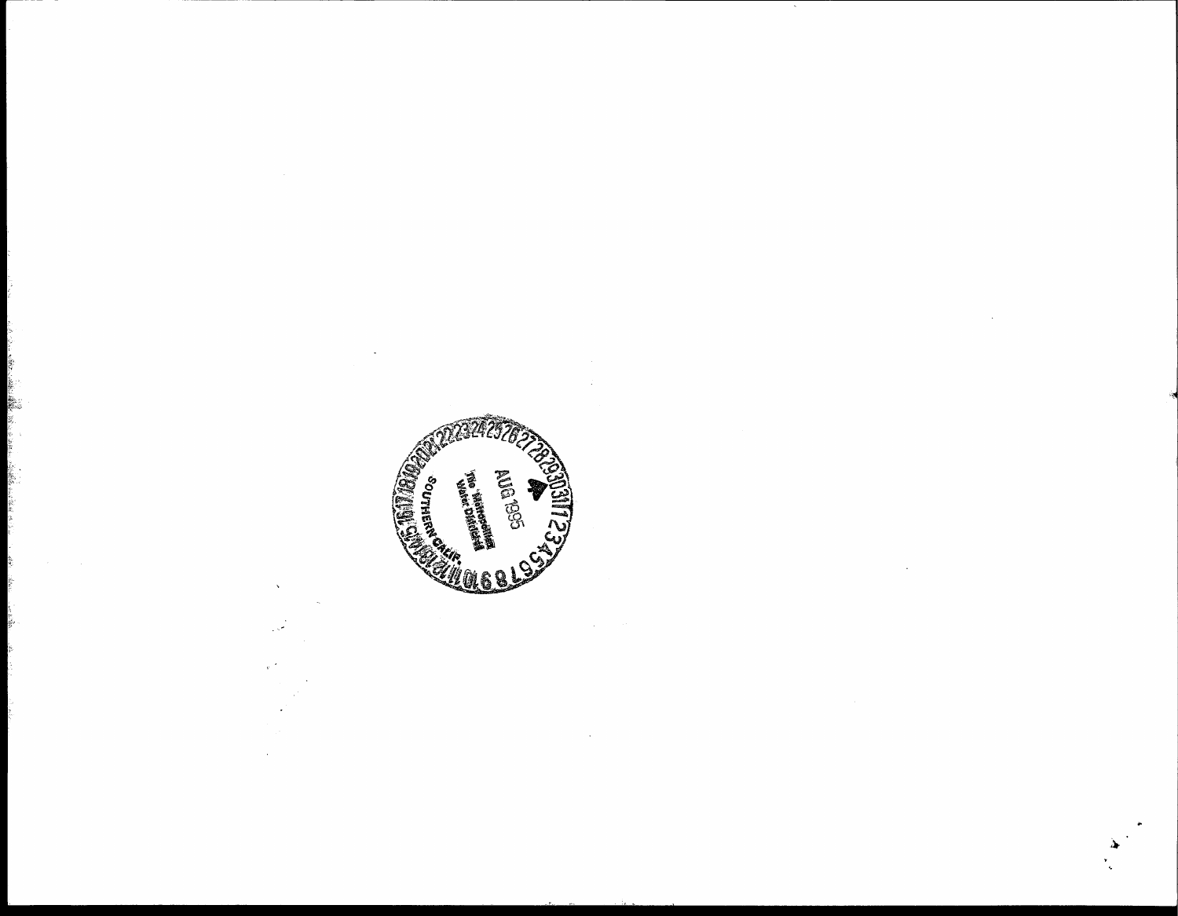AUG 1995

The Metropolitan Water District

SOUTHERN CALIF.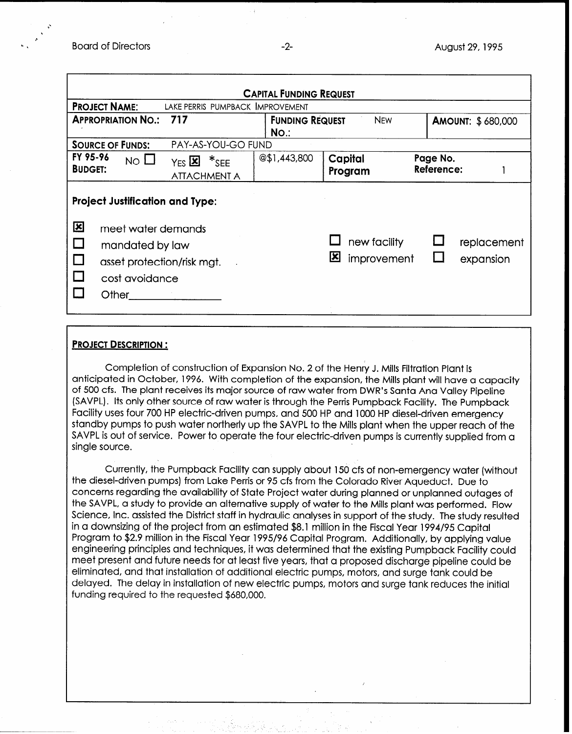**CAPITAL FUNDING REQUEST**

| | | | | |
|---|---|---|---|---|
| **PROJECT NAME:** LAKE PERRIS PUMPBACK IMPROVEMENT | | | | |
| **APPROPRIATION NO.:** 717 | | **FUNDING REQUEST NO.:** NEW | | **AMOUNT:** $ 680,000 |
| **SOURCE OF FUNDS:** PAY-AS-YOU-GO FUND | | | | |
| **FY 95-96 BUDGET:** NO ☐ YES ☒ *SEE ATTACHMENT A | @$1,443,800 | **Capital Program** | | **Page No. Reference:** 1 |

**Project Justification and Type:**

- ☒ meet water demands
- ☐ mandated by law
- ☐ asset protection/risk mgt.
- ☐ cost avoidance
- ☐ Other________________

- ☐ new facility
- ☒ improvement
- ☐ replacement
- ☐ expansion

**PROJECT DESCRIPTION:**

Completion of construction of Expansion No. 2 of the Henry J. Mills Filtration Plant is anticipated in October, 1996. With completion of the expansion, the Mills plant will have a capacity of 500 cfs. The plant receives its major source of raw water from DWR's Santa Ana Valley Pipeline (SAVPL). Its only other source of raw water is through the Perris Pumpback Facility. The Pumpback Facility uses four 700 HP electric-driven pumps, and 500 HP and 1000 HP diesel-driven emergency standby pumps to push water northerly up the SAVPL to the Mills plant when the upper reach of the SAVPL is out of service. Power to operate the four electric-driven pumps is currently supplied from a single source.

Currently, the Pumpback Facility can supply about 150 cfs of non-emergency water (without the diesel-driven pumps) from Lake Perris or 95 cfs from the Colorado River Aqueduct. Due to concerns regarding the availability of State Project water during planned or unplanned outages of the SAVPL, a study to provide an alternative supply of water to the Mills plant was performed. Flow Science, Inc. assisted the District staff in hydraulic analyses in support of the study. The study resulted in a downsizing of the project from an estimated $8.1 million in the Fiscal Year 1994/95 Capital Program to $2.9 million in the Fiscal Year 1995/96 Capital Program. Additionally, by applying value engineering principles and techniques, it was determined that the existing Pumpback Facility could meet present and future needs for at least five years, that a proposed discharge pipeline could be eliminated, and that installation of additional electric pumps, motors, and surge tank could be delayed. The delay in installation of new electric pumps, motors and surge tank reduces the initial funding required to the requested $680,000.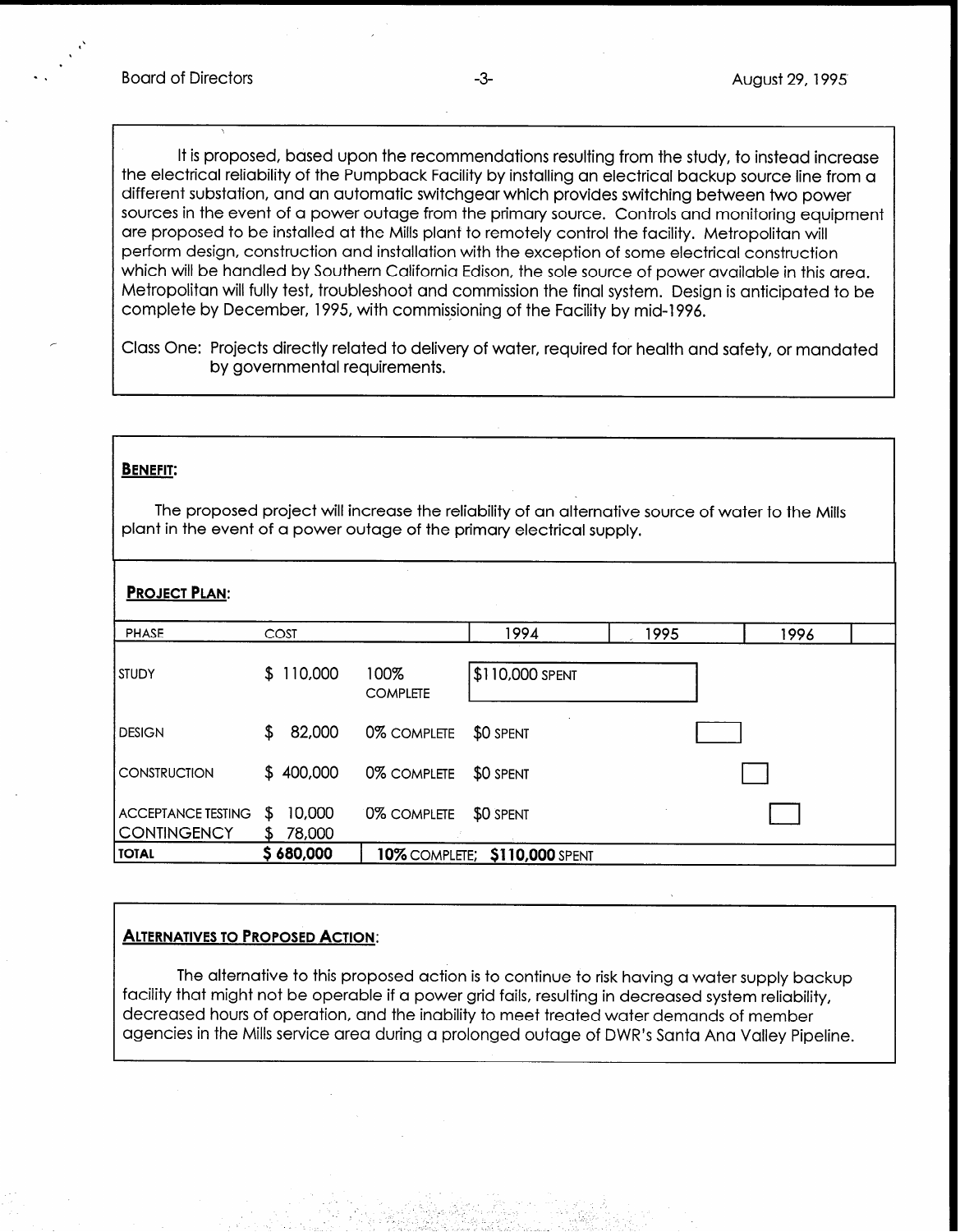It is proposed, based upon the recommendations resulting from the study, to instead increase the electrical reliability of the Pumpback Facility by installing an electrical backup source line from a different substation, and an automatic switchgear which provides switching between two power sources in the event of a power outage from the primary source. Controls and monitoring equipment are proposed to be installed at the Mills plant to remotely control the facility. Metropolitan will perform design, construction and installation with the exception of some electrical construction which will be handled by Southern California Edison, the sole source of power available in this area. Metropolitan will fully test, troubleshoot and commission the final system. Design is anticipated to be complete by December, 1995, with commissioning of the Facility by mid-1996.

Class One: Projects directly related to delivery of water, required for health and safety, or mandated by governmental requirements.

**BENEFIT:**

The proposed project will increase the reliability of an alternative source of water to the Mills plant in the event of a power outage of the primary electrical supply.

**PROJECT PLAN:**

| PHASE | COST | | 1994 | 1995 | 1996 |
|---|---|---|---|---|---|
| STUDY | $ 110,000 | 100% COMPLETE | $110,000 SPENT | | |
| DESIGN | $ 82,000 | 0% COMPLETE | $0 SPENT | | |
| CONSTRUCTION | $ 400,000 | 0% COMPLETE | $0 SPENT | | |
| ACCEPTANCE TESTING | $ 10,000 | 0% COMPLETE | $0 SPENT | | |
| CONTINGENCY | $ 78,000 | | | | |
| **TOTAL** | **$ 680,000** | **10%** COMPLETE; **$110,000** SPENT | | | |

**ALTERNATIVES TO PROPOSED ACTION:**

The alternative to this proposed action is to continue to risk having a water supply backup facility that might not be operable if a power grid fails, resulting in decreased system reliability, decreased hours of operation, and the inability to meet treated water demands of member agencies in the Mills service area during a prolonged outage of DWR's Santa Ana Valley Pipeline.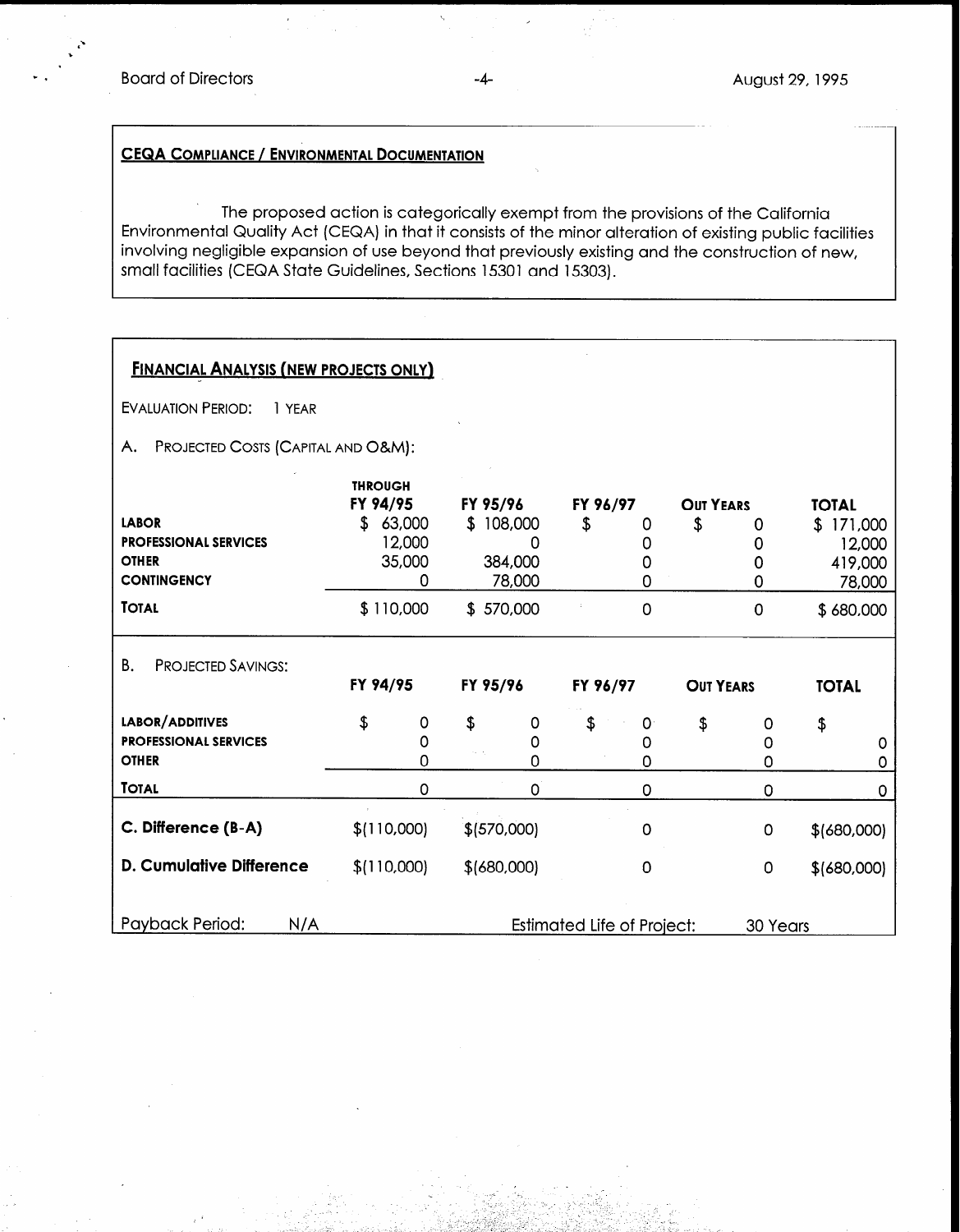## CEQA Compliance / Environmental Documentation

The proposed action is categorically exempt from the provisions of the California Environmental Quality Act (CEQA) in that it consists of the minor alteration of existing public facilities involving negligible expansion of use beyond that previously existing and the construction of new, small facilities (CEQA State Guidelines, Sections 15301 and 15303).

## Financial Analysis (New Projects Only)

Evaluation Period: 1 Year

A. Projected Costs (Capital and O&M):

| | Through FY 94/95 | FY 95/96 | FY 96/97 | Out Years | Total |
|---|---|---|---|---|---|
| **Labor** | $ 63,000 | $ 108,000 | $ 0 | $ 0 | $ 171,000 |
| **Professional Services** | 12,000 | 0 | 0 | 0 | 12,000 |
| **Other** | 35,000 | 384,000 | 0 | 0 | 419,000 |
| **Contingency** | 0 | 78,000 | 0 | 0 | 78,000 |
| **Total** | $ 110,000 | $ 570,000 | 0 | 0 | $ 680,000 |

B. Projected Savings:

| | FY 94/95 | FY 95/96 | FY 96/97 | Out Years | Total |
|---|---|---|---|---|---|
| **Labor/Additives** | $ 0 | $ 0 | $ 0 | $ 0 | $ |
| **Professional Services** | 0 | 0 | 0 | 0 | 0 |
| **Other** | 0 | 0 | 0 | 0 | 0 |
| **Total** | 0 | 0 | 0 | 0 | 0 |
| **C. Difference (B-A)** | $(110,000) | $(570,000) | 0 | 0 | $(680,000) |
| **D. Cumulative Difference** | $(110,000) | $(680,000) | 0 | 0 | $(680,000) |

Payback Period: N/A Estimated Life of Project: 30 Years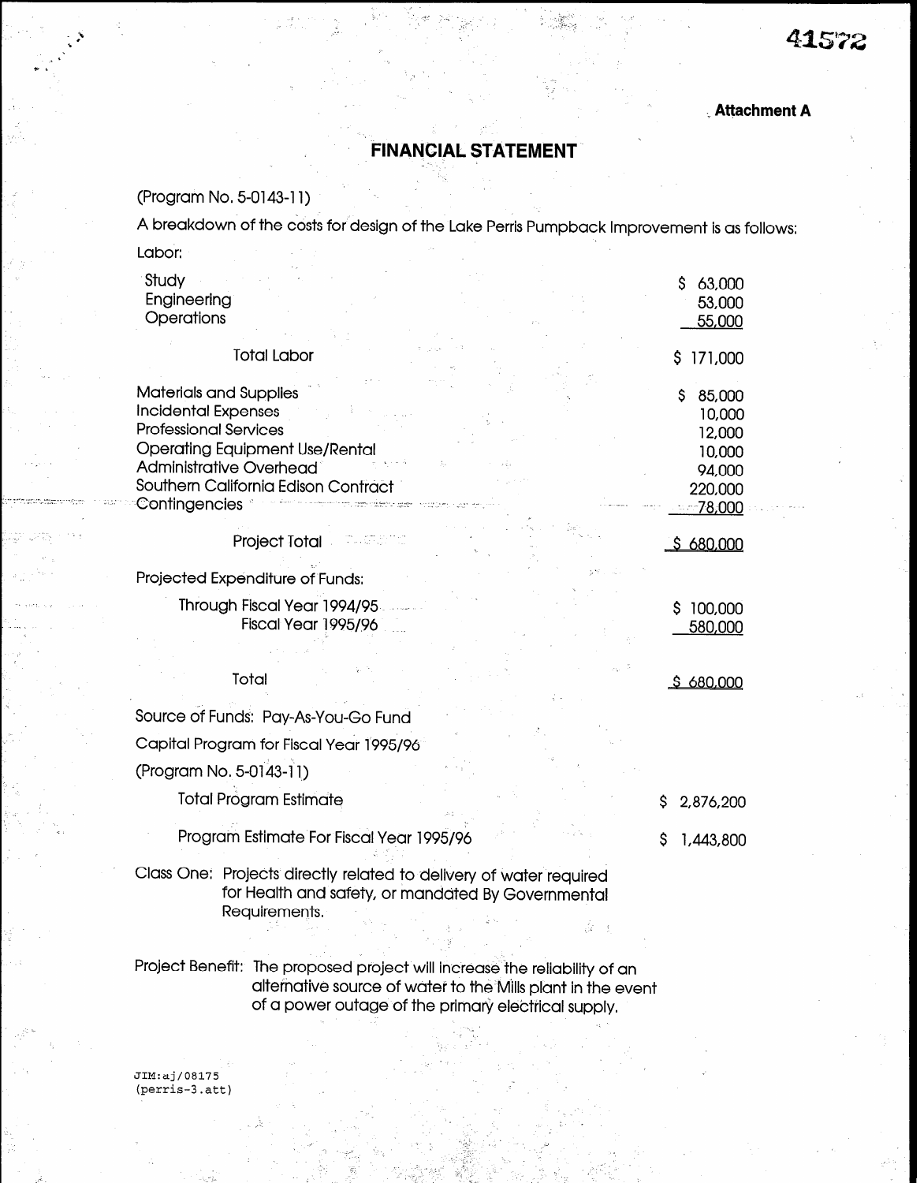41572

**Attachment A**

# FINANCIAL STATEMENT

(Program No. 5-0143-11)

A breakdown of the costs for design of the Lake Perris Pumpback Improvement is as follows:

Labor:

| | |
|---|---|
| Study | $ 63,000 |
| Engineering | 53,000 |
| Operations | 55,000 |
| Total Labor | $ 171,000 |
| Materials and Supplies | $ 85,000 |
| Incidental Expenses | 10,000 |
| Professional Services | 12,000 |
| Operating Equipment Use/Rental | 10,000 |
| Administrative Overhead | 94,000 |
| Southern California Edison Contract | 220,000 |
| Contingencies | 78,000 |
| Project Total | $ 680,000 |

Projected Expenditure of Funds:

| | |
|---|---|
| Through Fiscal Year 1994/95 | $ 100,000 |
| Fiscal Year 1995/96 | 580,000 |
| Total | $ 680,000 |

Source of Funds: Pay-As-You-Go Fund

Capital Program for Fiscal Year 1995/96

(Program No. 5-0143-11)

| | |
|---|---|
| Total Program Estimate | $ 2,876,200 |
| Program Estimate For Fiscal Year 1995/96 | $ 1,443,800 |

Class One: Projects directly related to delivery of water required for Health and safety, or mandated By Governmental Requirements.

Project Benefit: The proposed project will increase the reliability of an alternative source of water to the Mills plant in the event of a power outage of the primary electrical supply.

JIM:aj/08175
(perris-3.att)